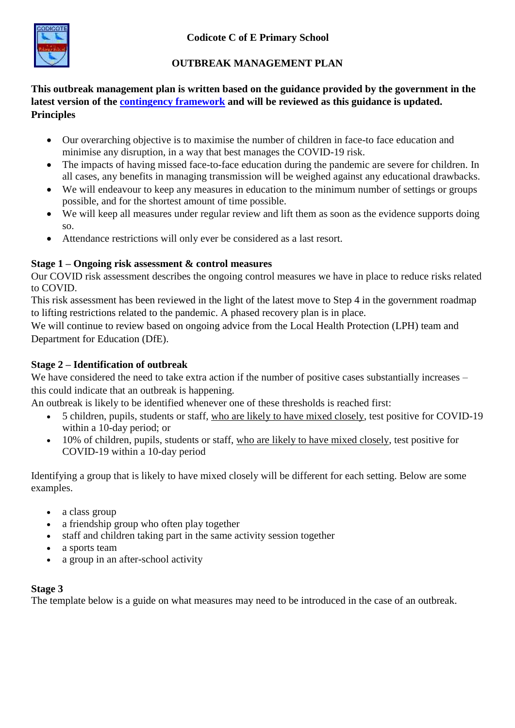# Codicote C of E Primary School

## OUTBREAK MANAGEMENT PLAN

**This outbreak management plan is written based on the guidance provided by the government in the latest version of the contingency framework and will be reviewed as this guidance is updated.**

**Principles**

- Our overarching objective is to maximise the number of children in face-to face education and minimise any disruption, in a way that best manages the COVID-19 risk.
- The impacts of having missed face-to-face education during the pandemic are severe for children. In all cases, any benefits in managing transmission will be weighed against any educational drawbacks.
- We will endeavour to keep any measures in education to the minimum number of settings or groups possible, and for the shortest amount of time possible.
- We will keep all measures under regular review and lift them as soon as the evidence supports doing so.
- Attendance restrictions will only ever be considered as a last resort.

### Stage 1 – Ongoing risk assessment & control measures

Our COVID risk assessment describes the ongoing control measures we have in place to reduce risks related to COVID.

This risk assessment has been reviewed in the light of the latest move to Step 4 in the government roadmap to lifting restrictions related to the pandemic. A phased recovery plan is in place.

We will continue to review based on ongoing advice from the Local Health Protection (LPH) team and Department for Education (DfE).

### Stage 2 – Identification of outbreak

We have considered the need to take extra action if the number of positive cases substantially increases – this could indicate that an outbreak is happening.

An outbreak is likely to be identified whenever one of these thresholds is reached first:

- 5 children, pupils, students or staff, who are likely to have mixed closely, test positive for COVID-19 within a 10-day period; or
- 10% of children, pupils, students or staff, who are likely to have mixed closely, test positive for COVID-19 within a 10-day period

Identifying a group that is likely to have mixed closely will be different for each setting. Below are some examples.

- a class group
- a friendship group who often play together
- staff and children taking part in the same activity session together
- a sports team
- a group in an after-school activity

### Stage 3

The template below is a guide on what measures may need to be introduced in the case of an outbreak.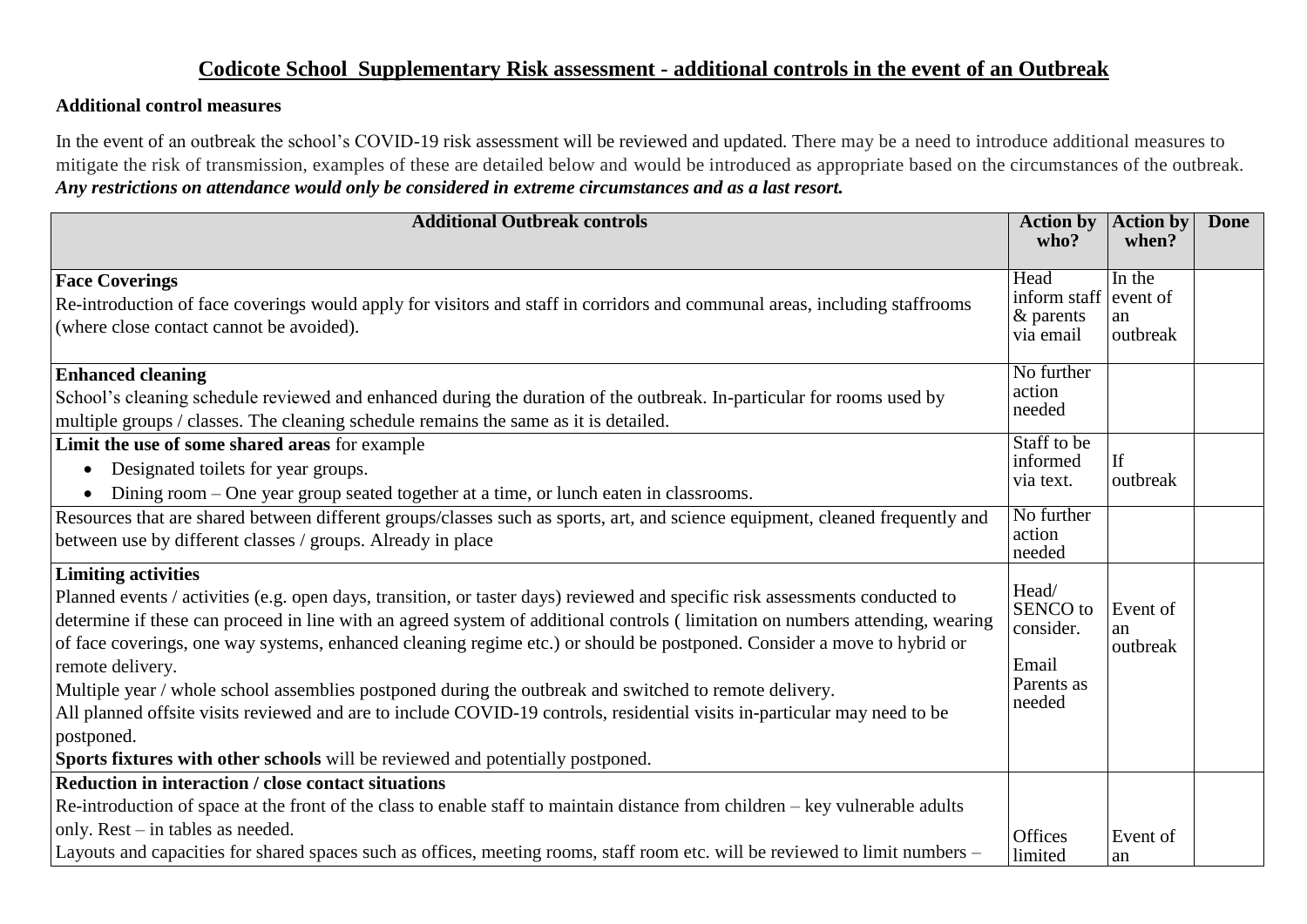## Codicote School Supplementary Risk assessment - additional controls in the event of an Outbreak

**Additional control measures**

In the event of an outbreak the school's COVID-19 risk assessment will be reviewed and updated. There may be a need to introduce additional measures to mitigate the risk of transmission, examples of these are detailed below and would be introduced as appropriate based on the circumstances of the outbreak. ***Any restrictions on attendance would only be considered in extreme circumstances and as a last resort.***

| Additional Outbreak controls | Action by who? | Action by when? | Done |
|---|---|---|---|
| **Face Coverings**<br>Re-introduction of face coverings would apply for visitors and staff in corridors and communal areas, including staffrooms (where close contact cannot be avoided). | Head inform staff & parents via email | In the event of an outbreak | |
| **Enhanced cleaning**<br>School's cleaning schedule reviewed and enhanced during the duration of the outbreak. In-particular for rooms used by multiple groups / classes. The cleaning schedule remains the same as it is detailed. | No further action needed | | |
| **Limit the use of some shared areas** for example<br>• Designated toilets for year groups.<br>• Dining room – One year group seated together at a time, or lunch eaten in classrooms. | Staff to be informed via text. | If outbreak | |
| Resources that are shared between different groups/classes such as sports, art, and science equipment, cleaned frequently and between use by different classes / groups. Already in place | No further action needed | | |
| **Limiting activities**<br>Planned events / activities (e.g. open days, transition, or taster days) reviewed and specific risk assessments conducted to determine if these can proceed in line with an agreed system of additional controls ( limitation on numbers attending, wearing of face coverings, one way systems, enhanced cleaning regime etc.) or should be postponed. Consider a move to hybrid or remote delivery.<br>Multiple year / whole school assemblies postponed during the outbreak and switched to remote delivery.<br>All planned offsite visits reviewed and are to include COVID-19 controls, residential visits in-particular may need to be postponed.<br>**Sports fixtures with other schools** will be reviewed and potentially postponed. | Head/ SENCO to consider.<br><br>Email Parents as needed | Event of an outbreak | |
| **Reduction in interaction / close contact situations**<br>Re-introduction of space at the front of the class to enable staff to maintain distance from children – key vulnerable adults only. Rest – in tables as needed.<br>Layouts and capacities for shared spaces such as offices, meeting rooms, staff room etc. will be reviewed to limit numbers – | Offices limited | Event of an | |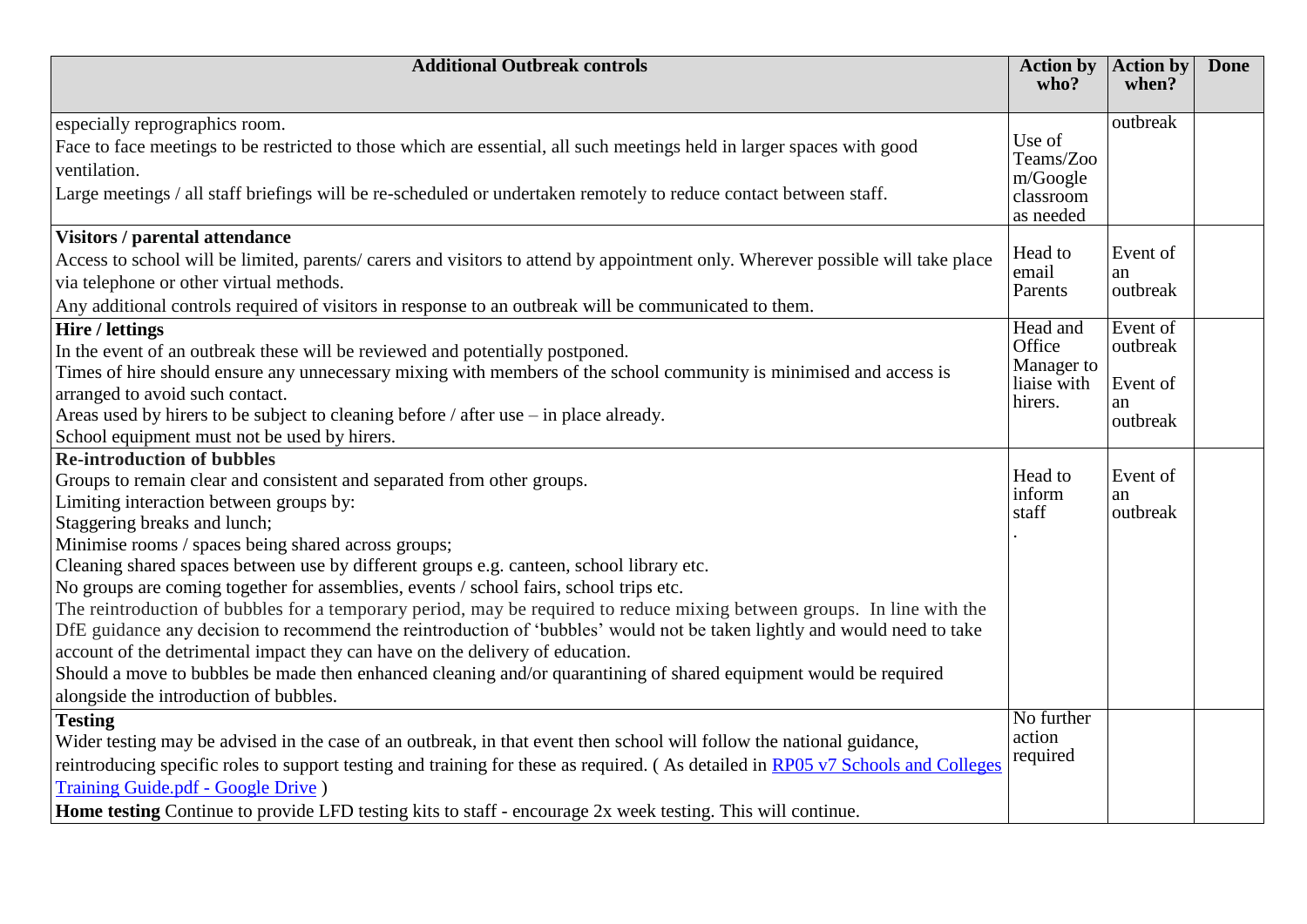| Additional Outbreak controls | Action by who? | Action by when? | Done |
|---|---|---|---|
| especially reprographics room.<br>Face to face meetings to be restricted to those which are essential, all such meetings held in larger spaces with good ventilation.<br>Large meetings / all staff briefings will be re-scheduled or undertaken remotely to reduce contact between staff. | Use of Teams/Zoom/Google classroom as needed | outbreak | |
| **Visitors / parental attendance**<br>Access to school will be limited, parents/ carers and visitors to attend by appointment only. Wherever possible will take place via telephone or other virtual methods.<br>Any additional controls required of visitors in response to an outbreak will be communicated to them. | Head to email Parents | Event of an outbreak | |
| **Hire / lettings**<br>In the event of an outbreak these will be reviewed and potentially postponed.<br>Times of hire should ensure any unnecessary mixing with members of the school community is minimised and access is arranged to avoid such contact.<br>Areas used by hirers to be subject to cleaning before / after use – in place already.<br>School equipment must not be used by hirers. | Head and Office Manager to liaise with hirers. | Event of outbreak<br><br>Event of an outbreak | |
| **Re-introduction of bubbles**<br>Groups to remain clear and consistent and separated from other groups.<br>Limiting interaction between groups by:<br>Staggering breaks and lunch;<br>Minimise rooms / spaces being shared across groups;<br>Cleaning shared spaces between use by different groups e.g. canteen, school library etc.<br>No groups are coming together for assemblies, events / school fairs, school trips etc.<br>The reintroduction of bubbles for a temporary period, may be required to reduce mixing between groups. In line with the DfE guidance any decision to recommend the reintroduction of 'bubbles' would not be taken lightly and would need to take account of the detrimental impact they can have on the delivery of education.<br>Should a move to bubbles be made then enhanced cleaning and/or quarantining of shared equipment would be required alongside the introduction of bubbles. | Head to inform staff<br>. | Event of an outbreak | |
| **Testing**<br>Wider testing may be advised in the case of an outbreak, in that event then school will follow the national guidance, reintroducing specific roles to support testing and training for these as required. ( As detailed in [RP05 v7 Schools and Colleges Training Guide.pdf - Google Drive](RP05 v7 Schools and Colleges Training Guide.pdf - Google Drive) )<br>**Home testing** Continue to provide LFD testing kits to staff - encourage 2x week testing. This will continue. | No further action required | | |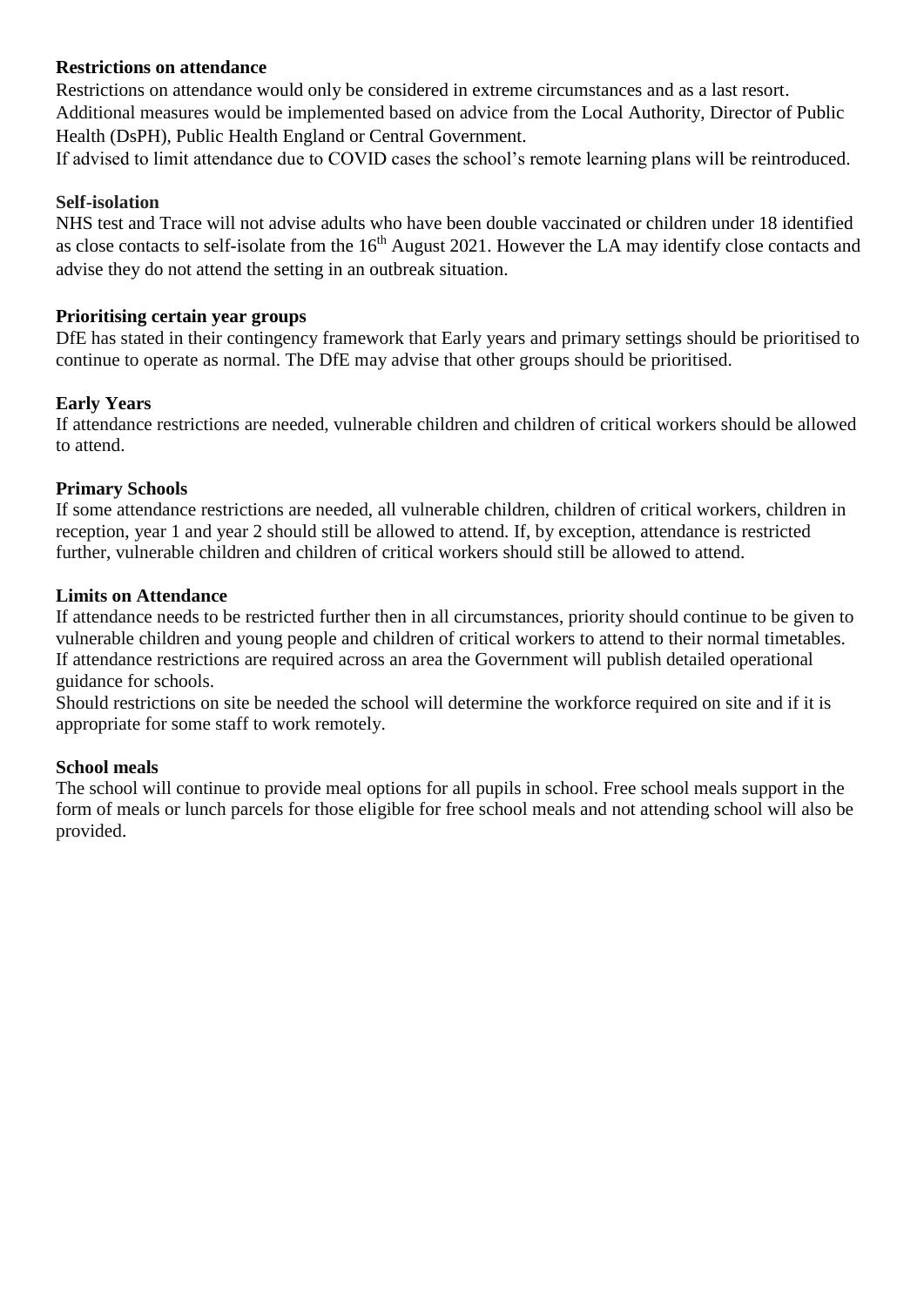**Restrictions on attendance**

Restrictions on attendance would only be considered in extreme circumstances and as a last resort. Additional measures would be implemented based on advice from the Local Authority, Director of Public Health (DsPH), Public Health England or Central Government.
If advised to limit attendance due to COVID cases the school's remote learning plans will be reintroduced.

**Self-isolation**

NHS test and Trace will not advise adults who have been double vaccinated or children under 18 identified as close contacts to self-isolate from the 16th August 2021. However the LA may identify close contacts and advise they do not attend the setting in an outbreak situation.

**Prioritising certain year groups**

DfE has stated in their contingency framework that Early years and primary settings should be prioritised to continue to operate as normal. The DfE may advise that other groups should be prioritised.

**Early Years**

If attendance restrictions are needed, vulnerable children and children of critical workers should be allowed to attend.

**Primary Schools**

If some attendance restrictions are needed, all vulnerable children, children of critical workers, children in reception, year 1 and year 2 should still be allowed to attend. If, by exception, attendance is restricted further, vulnerable children and children of critical workers should still be allowed to attend.

**Limits on Attendance**

If attendance needs to be restricted further then in all circumstances, priority should continue to be given to vulnerable children and young people and children of critical workers to attend to their normal timetables. If attendance restrictions are required across an area the Government will publish detailed operational guidance for schools.
Should restrictions on site be needed the school will determine the workforce required on site and if it is appropriate for some staff to work remotely.

**School meals**

The school will continue to provide meal options for all pupils in school. Free school meals support in the form of meals or lunch parcels for those eligible for free school meals and not attending school will also be provided.